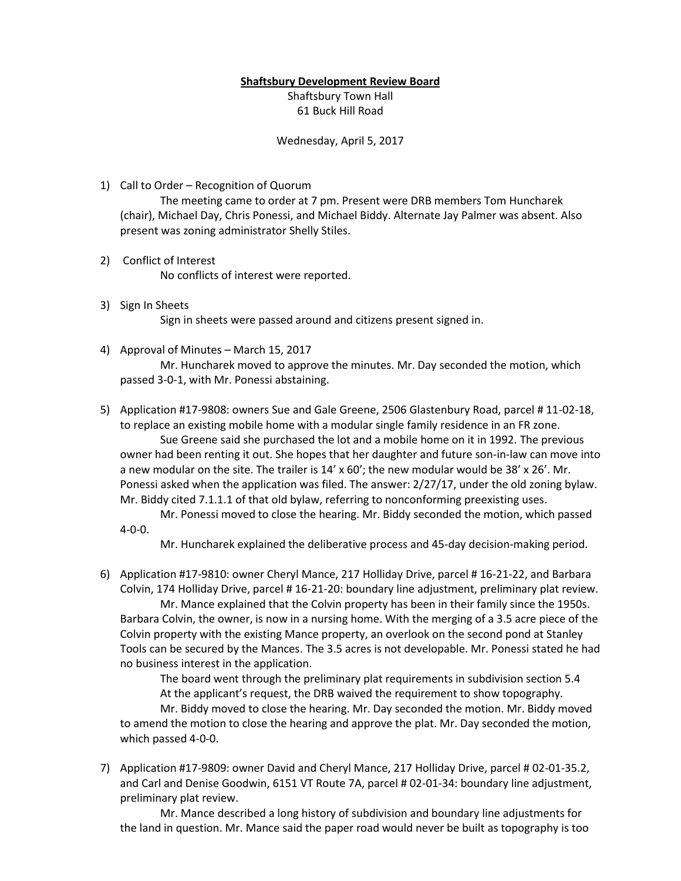**Shaftsbury Development Review Board**

Shaftsbury Town Hall
61 Buck Hill Road

Wednesday, April 5, 2017

1) Call to Order – Recognition of Quorum

    The meeting came to order at 7 pm. Present were DRB members Tom Huncharek (chair), Michael Day, Chris Ponessi, and Michael Biddy. Alternate Jay Palmer was absent. Also present was zoning administrator Shelly Stiles.

2) Conflict of Interest

    No conflicts of interest were reported.

3) Sign In Sheets

    Sign in sheets were passed around and citizens present signed in.

4) Approval of Minutes – March 15, 2017

    Mr. Huncharek moved to approve the minutes. Mr. Day seconded the motion, which passed 3-0-1, with Mr. Ponessi abstaining.

5) Application #17-9808: owners Sue and Gale Greene, 2506 Glastenbury Road, parcel # 11-02-18, to replace an existing mobile home with a modular single family residence in an FR zone.

    Sue Greene said she purchased the lot and a mobile home on it in 1992. The previous owner had been renting it out. She hopes that her daughter and future son-in-law can move into a new modular on the site. The trailer is 14' x 60'; the new modular would be 38' x 26'. Mr. Ponessi asked when the application was filed. The answer: 2/27/17, under the old zoning bylaw. Mr. Biddy cited 7.1.1.1 of that old bylaw, referring to nonconforming preexisting uses.

    Mr. Ponessi moved to close the hearing. Mr. Biddy seconded the motion, which passed 4-0-0.

    Mr. Huncharek explained the deliberative process and 45-day decision-making period.

6) Application #17-9810: owner Cheryl Mance, 217 Holliday Drive, parcel # 16-21-22, and Barbara Colvin, 174 Holliday Drive, parcel # 16-21-20: boundary line adjustment, preliminary plat review.

    Mr. Mance explained that the Colvin property has been in their family since the 1950s. Barbara Colvin, the owner, is now in a nursing home. With the merging of a 3.5 acre piece of the Colvin property with the existing Mance property, an overlook on the second pond at Stanley Tools can be secured by the Mances. The 3.5 acres is not developable. Mr. Ponessi stated he had no business interest in the application.

    The board went through the preliminary plat requirements in subdivision section 5.4

    At the applicant's request, the DRB waived the requirement to show topography.

    Mr. Biddy moved to close the hearing. Mr. Day seconded the motion. Mr. Biddy moved to amend the motion to close the hearing and approve the plat. Mr. Day seconded the motion, which passed 4-0-0.

7) Application #17-9809: owner David and Cheryl Mance, 217 Holliday Drive, parcel # 02-01-35.2, and Carl and Denise Goodwin, 6151 VT Route 7A, parcel # 02-01-34: boundary line adjustment, preliminary plat review.

    Mr. Mance described a long history of subdivision and boundary line adjustments for the land in question. Mr. Mance said the paper road would never be built as topography is too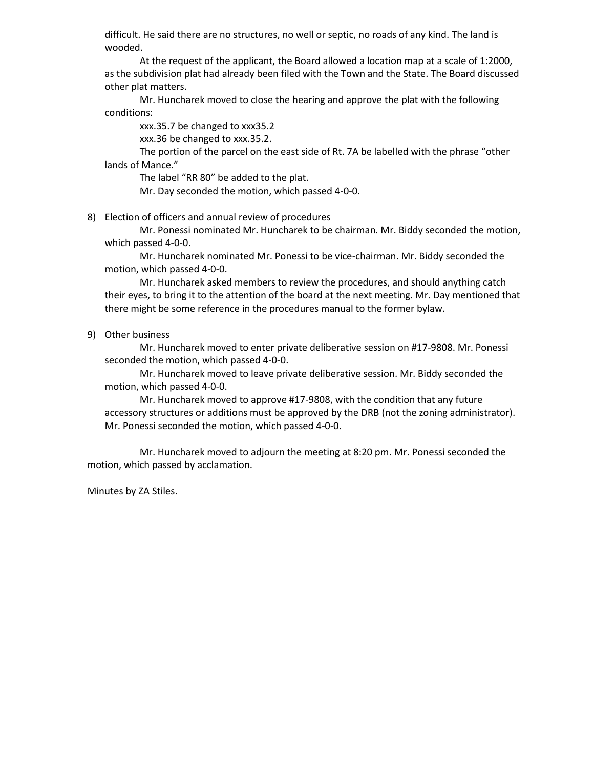difficult. He said there are no structures, no well or septic, no roads of any kind. The land is wooded.

At the request of the applicant, the Board allowed a location map at a scale of 1:2000, as the subdivision plat had already been filed with the Town and the State. The Board discussed other plat matters.

Mr. Huncharek moved to close the hearing and approve the plat with the following conditions:

xxx.35.7 be changed to xxx35.2

xxx.36 be changed to xxx.35.2.

The portion of the parcel on the east side of Rt. 7A be labelled with the phrase "other lands of Mance."

The label "RR 80" be added to the plat.

Mr. Day seconded the motion, which passed 4-0-0.

8) Election of officers and annual review of procedures

Mr. Ponessi nominated Mr. Huncharek to be chairman. Mr. Biddy seconded the motion, which passed 4-0-0.

Mr. Huncharek nominated Mr. Ponessi to be vice-chairman. Mr. Biddy seconded the motion, which passed 4-0-0.

Mr. Huncharek asked members to review the procedures, and should anything catch their eyes, to bring it to the attention of the board at the next meeting. Mr. Day mentioned that there might be some reference in the procedures manual to the former bylaw.

9) Other business

Mr. Huncharek moved to enter private deliberative session on #17-9808. Mr. Ponessi seconded the motion, which passed 4-0-0.

Mr. Huncharek moved to leave private deliberative session. Mr. Biddy seconded the motion, which passed 4-0-0.

Mr. Huncharek moved to approve #17-9808, with the condition that any future accessory structures or additions must be approved by the DRB (not the zoning administrator). Mr. Ponessi seconded the motion, which passed 4-0-0.

Mr. Huncharek moved to adjourn the meeting at 8:20 pm. Mr. Ponessi seconded the motion, which passed by acclamation.

Minutes by ZA Stiles.